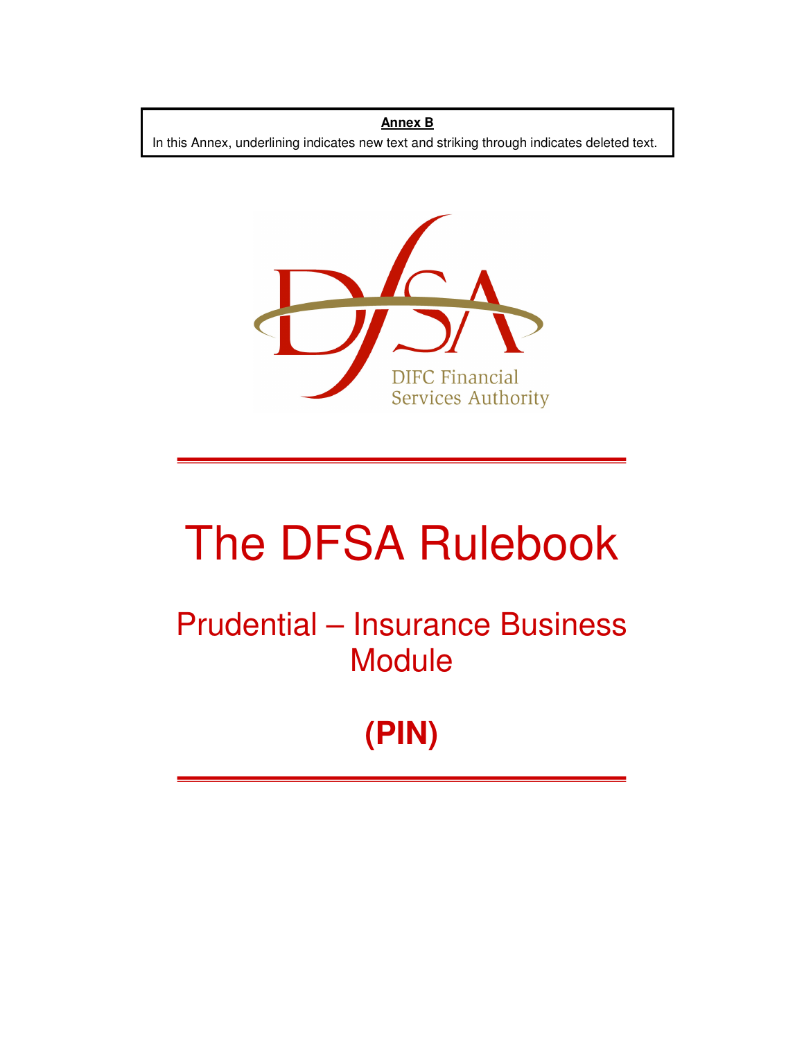**Annex B**

In this Annex, underlining indicates new text and striking through indicates deleted text.

DIFC Financial Services Authority

# The DFSA Rulebook

## Prudential – Insurance Business Module

## (PIN)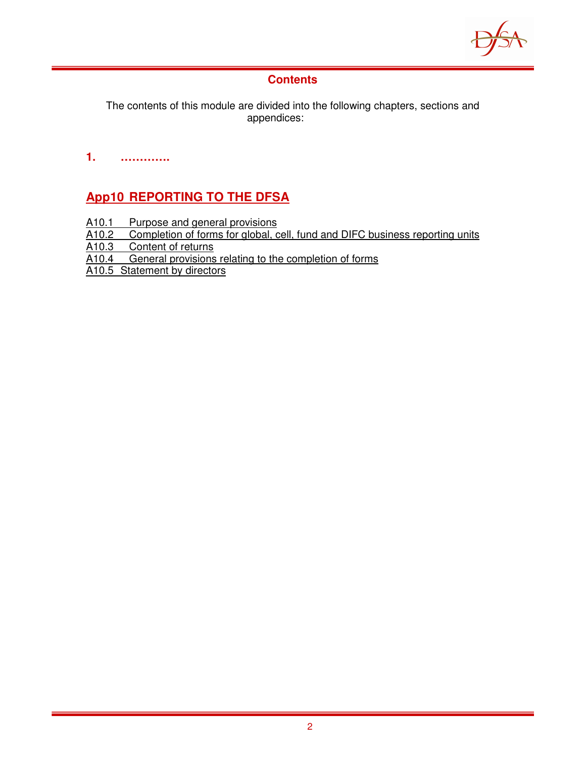## Contents

The contents of this module are divided into the following chapters, sections and appendices:

**1. ………….**

## App10 REPORTING TO THE DFSA

A10.1 Purpose and general provisions
A10.2 Completion of forms for global, cell, fund and DIFC business reporting units
A10.3 Content of returns
A10.4 General provisions relating to the completion of forms
A10.5 Statement by directors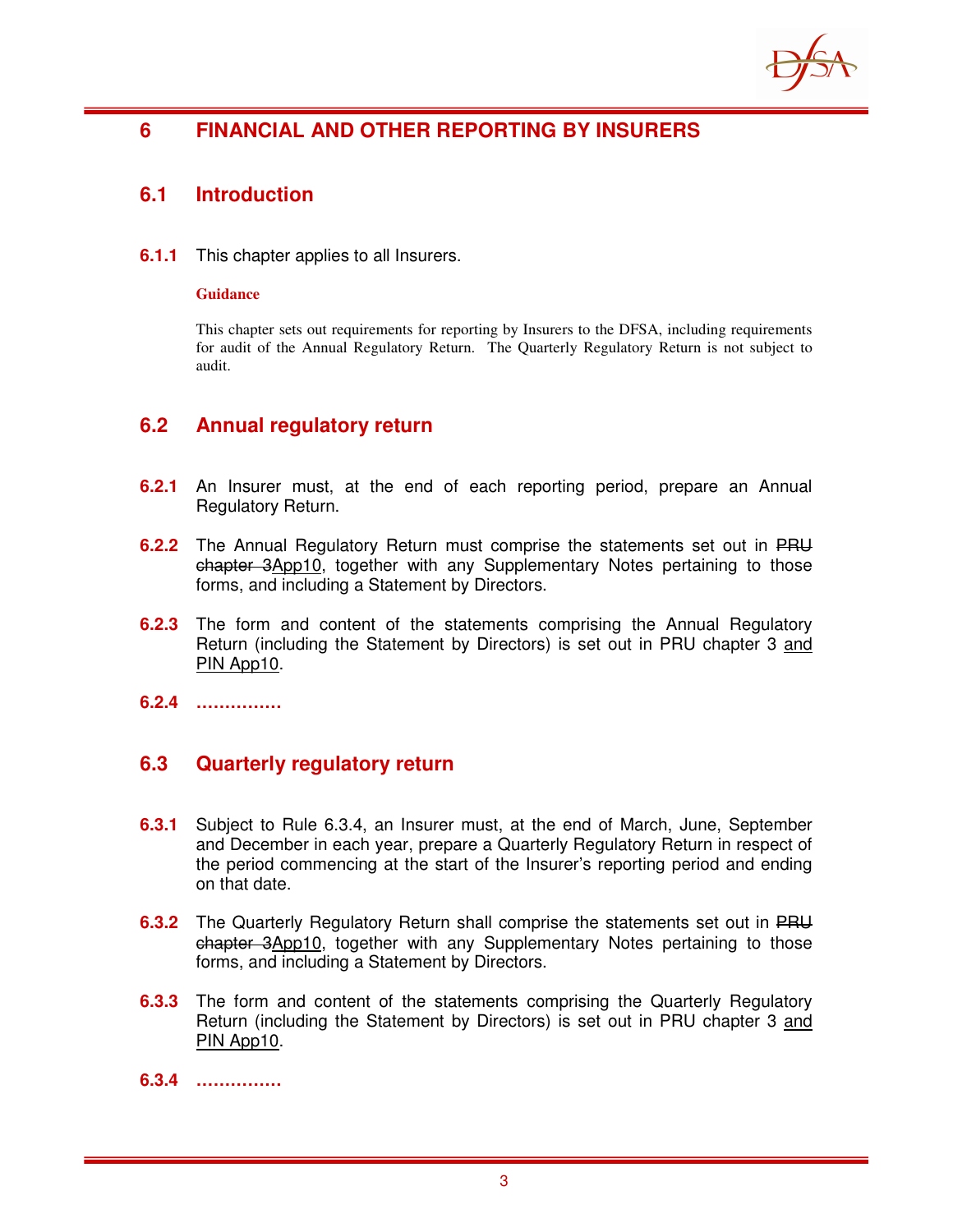# 6 FINANCIAL AND OTHER REPORTING BY INSURERS

## 6.1 Introduction

**6.1.1** This chapter applies to all Insurers.

**Guidance**

This chapter sets out requirements for reporting by Insurers to the DFSA, including requirements for audit of the Annual Regulatory Return. The Quarterly Regulatory Return is not subject to audit.

## 6.2 Annual regulatory return

**6.2.1** An Insurer must, at the end of each reporting period, prepare an Annual Regulatory Return.

**6.2.2** The Annual Regulatory Return must comprise the statements set out in ~~PRU chapter 3~~App10, together with any Supplementary Notes pertaining to those forms, and including a Statement by Directors.

**6.2.3** The form and content of the statements comprising the Annual Regulatory Return (including the Statement by Directors) is set out in PRU chapter 3 and PIN App10.

**6.2.4** ……………

## 6.3 Quarterly regulatory return

**6.3.1** Subject to Rule 6.3.4, an Insurer must, at the end of March, June, September and December in each year, prepare a Quarterly Regulatory Return in respect of the period commencing at the start of the Insurer's reporting period and ending on that date.

**6.3.2** The Quarterly Regulatory Return shall comprise the statements set out in ~~PRU chapter 3~~App10, together with any Supplementary Notes pertaining to those forms, and including a Statement by Directors.

**6.3.3** The form and content of the statements comprising the Quarterly Regulatory Return (including the Statement by Directors) is set out in PRU chapter 3 and PIN App10.

**6.3.4** ……………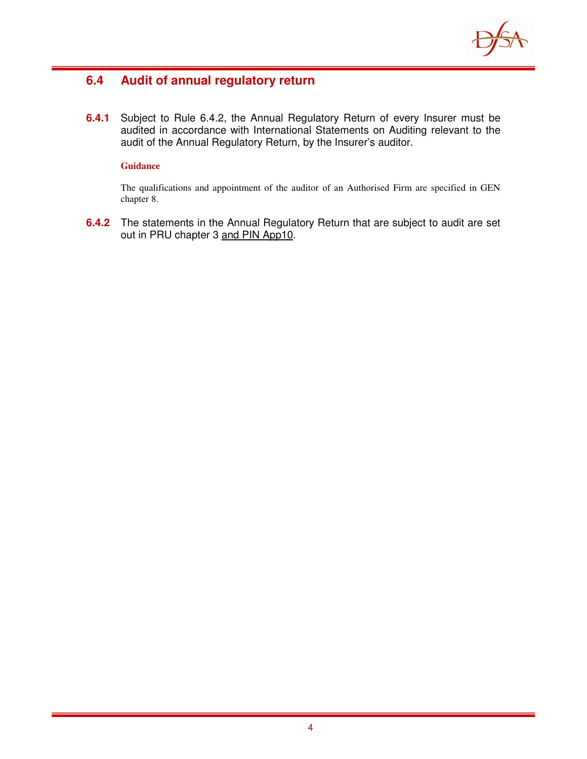## 6.4 Audit of annual regulatory return

**6.4.1** Subject to Rule 6.4.2, the Annual Regulatory Return of every Insurer must be audited in accordance with International Statements on Auditing relevant to the audit of the Annual Regulatory Return, by the Insurer's auditor.

**Guidance**

The qualifications and appointment of the auditor of an Authorised Firm are specified in GEN chapter 8.

**6.4.2** The statements in the Annual Regulatory Return that are subject to audit are set out in PRU chapter 3 <u>and PIN App10</u>.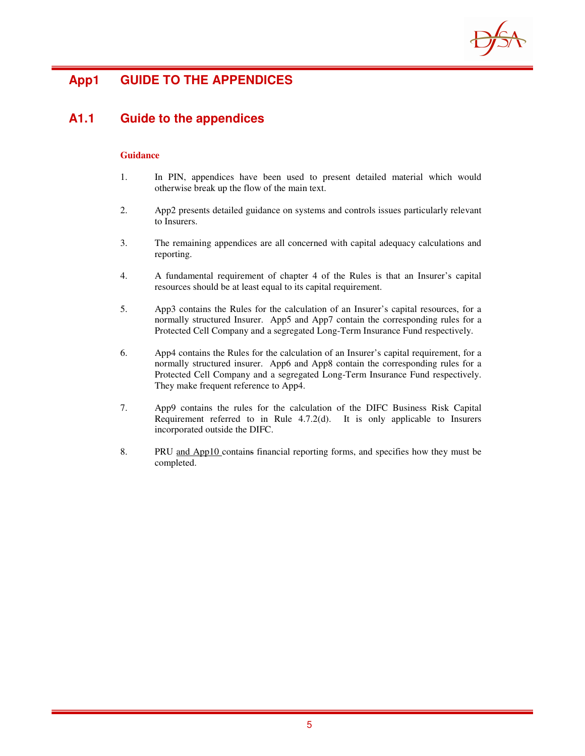# App1 GUIDE TO THE APPENDICES

## A1.1 Guide to the appendices

**Guidance**

1. In PIN, appendices have been used to present detailed material which would otherwise break up the flow of the main text.

2. App2 presents detailed guidance on systems and controls issues particularly relevant to Insurers.

3. The remaining appendices are all concerned with capital adequacy calculations and reporting.

4. A fundamental requirement of chapter 4 of the Rules is that an Insurer's capital resources should be at least equal to its capital requirement.

5. App3 contains the Rules for the calculation of an Insurer's capital resources, for a normally structured Insurer. App5 and App7 contain the corresponding rules for a Protected Cell Company and a segregated Long-Term Insurance Fund respectively.

6. App4 contains the Rules for the calculation of an Insurer's capital requirement, for a normally structured insurer. App6 and App8 contain the corresponding rules for a Protected Cell Company and a segregated Long-Term Insurance Fund respectively. They make frequent reference to App4.

7. App9 contains the rules for the calculation of the DIFC Business Risk Capital Requirement referred to in Rule 4.7.2(d). It is only applicable to Insurers incorporated outside the DIFC.

8. PRU and App10 contains financial reporting forms, and specifies how they must be completed.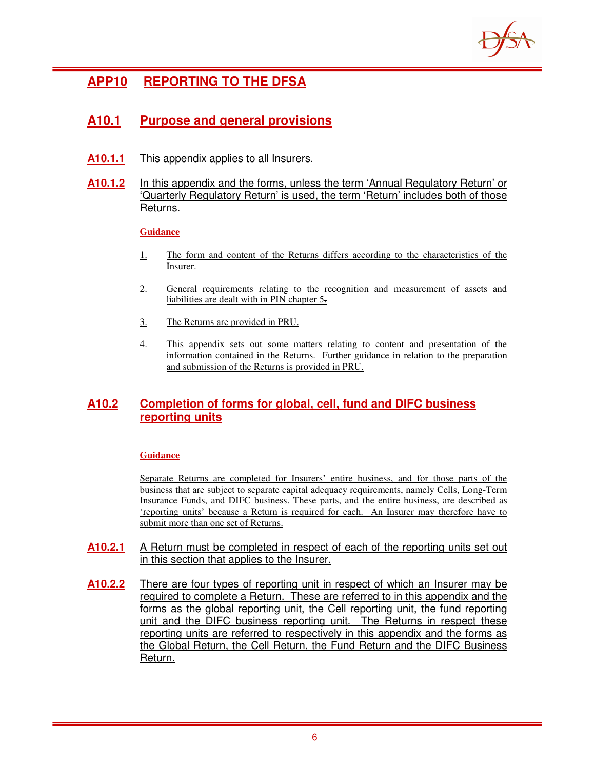# APP10 REPORTING TO THE DFSA

## A10.1 Purpose and general provisions

**A10.1.1** This appendix applies to all Insurers.

**A10.1.2** In this appendix and the forms, unless the term 'Annual Regulatory Return' or 'Quarterly Regulatory Return' is used, the term 'Return' includes both of those Returns.

**Guidance**

1. The form and content of the Returns differs according to the characteristics of the Insurer.
2. General requirements relating to the recognition and measurement of assets and liabilities are dealt with in PIN chapter 5.
3. The Returns are provided in PRU.
4. This appendix sets out some matters relating to content and presentation of the information contained in the Returns. Further guidance in relation to the preparation and submission of the Returns is provided in PRU.

## A10.2 Completion of forms for global, cell, fund and DIFC business reporting units

**Guidance**

Separate Returns are completed for Insurers' entire business, and for those parts of the business that are subject to separate capital adequacy requirements, namely Cells, Long-Term Insurance Funds, and DIFC business. These parts, and the entire business, are described as 'reporting units' because a Return is required for each. An Insurer may therefore have to submit more than one set of Returns.

**A10.2.1** A Return must be completed in respect of each of the reporting units set out in this section that applies to the Insurer.

**A10.2.2** There are four types of reporting unit in respect of which an Insurer may be required to complete a Return. These are referred to in this appendix and the forms as the global reporting unit, the Cell reporting unit, the fund reporting unit and the DIFC business reporting unit. The Returns in respect these reporting units are referred to respectively in this appendix and the forms as the Global Return, the Cell Return, the Fund Return and the DIFC Business Return.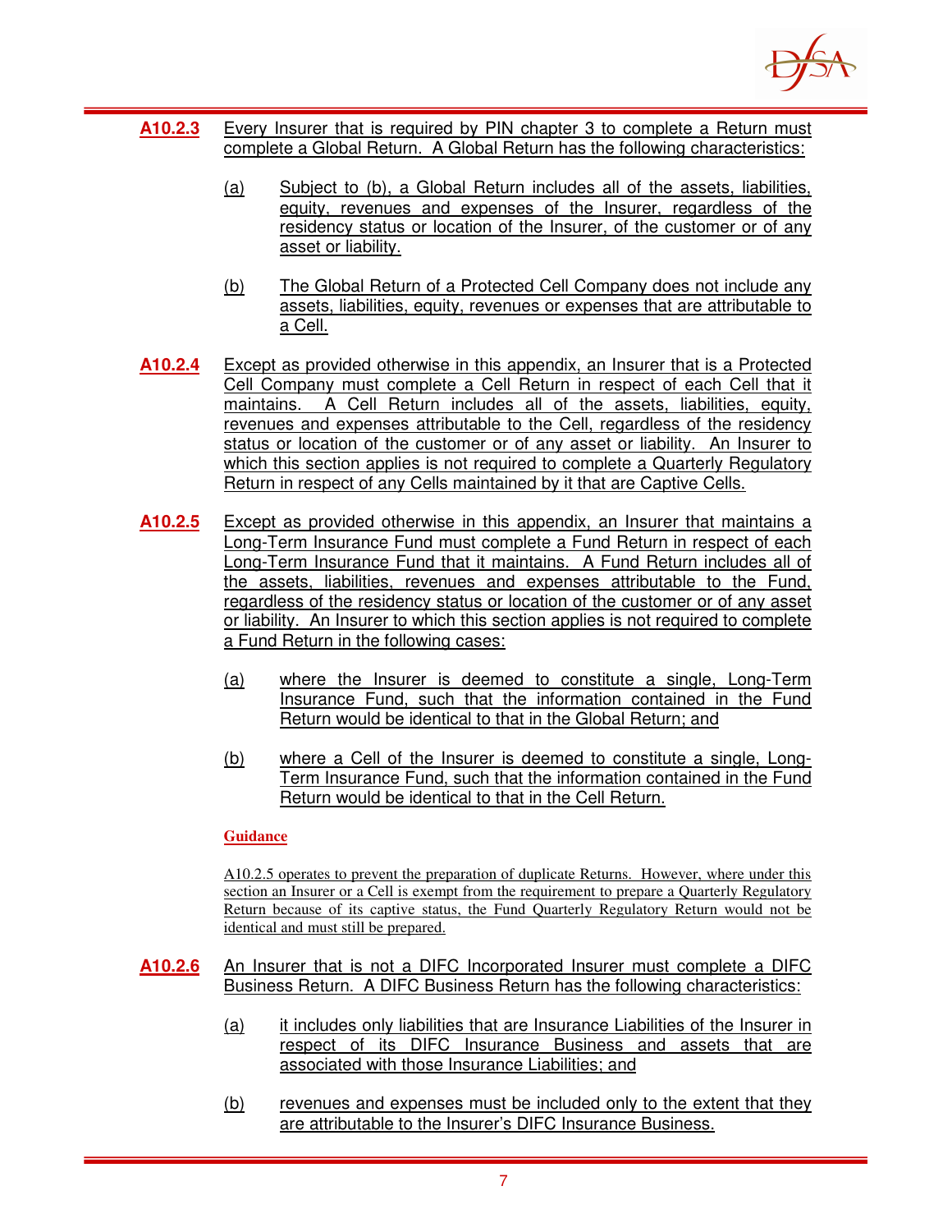**A10.2.3** Every Insurer that is required by PIN chapter 3 to complete a Return must complete a Global Return. A Global Return has the following characteristics:

(a) Subject to (b), a Global Return includes all of the assets, liabilities, equity, revenues and expenses of the Insurer, regardless of the residency status or location of the Insurer, of the customer or of any asset or liability.

(b) The Global Return of a Protected Cell Company does not include any assets, liabilities, equity, revenues or expenses that are attributable to a Cell.

**A10.2.4** Except as provided otherwise in this appendix, an Insurer that is a Protected Cell Company must complete a Cell Return in respect of each Cell that it maintains. A Cell Return includes all of the assets, liabilities, equity, revenues and expenses attributable to the Cell, regardless of the residency status or location of the customer or of any asset or liability. An Insurer to which this section applies is not required to complete a Quarterly Regulatory Return in respect of any Cells maintained by it that are Captive Cells.

**A10.2.5** Except as provided otherwise in this appendix, an Insurer that maintains a Long-Term Insurance Fund must complete a Fund Return in respect of each Long-Term Insurance Fund that it maintains. A Fund Return includes all of the assets, liabilities, revenues and expenses attributable to the Fund, regardless of the residency status or location of the customer or of any asset or liability. An Insurer to which this section applies is not required to complete a Fund Return in the following cases:

(a) where the Insurer is deemed to constitute a single, Long-Term Insurance Fund, such that the information contained in the Fund Return would be identical to that in the Global Return; and

(b) where a Cell of the Insurer is deemed to constitute a single, Long-Term Insurance Fund, such that the information contained in the Fund Return would be identical to that in the Cell Return.

**Guidance**

A10.2.5 operates to prevent the preparation of duplicate Returns. However, where under this section an Insurer or a Cell is exempt from the requirement to prepare a Quarterly Regulatory Return because of its captive status, the Fund Quarterly Regulatory Return would not be identical and must still be prepared.

**A10.2.6** An Insurer that is not a DIFC Incorporated Insurer must complete a DIFC Business Return. A DIFC Business Return has the following characteristics:

(a) it includes only liabilities that are Insurance Liabilities of the Insurer in respect of its DIFC Insurance Business and assets that are associated with those Insurance Liabilities; and

(b) revenues and expenses must be included only to the extent that they are attributable to the Insurer's DIFC Insurance Business.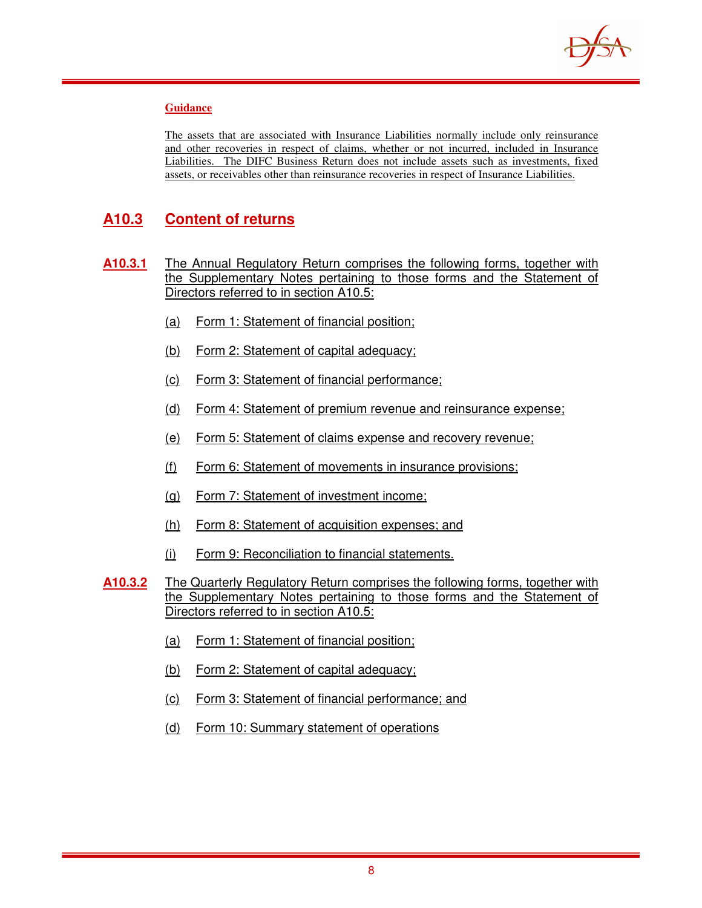**Guidance**

The assets that are associated with Insurance Liabilities normally include only reinsurance and other recoveries in respect of claims, whether or not incurred, included in Insurance Liabilities. The DIFC Business Return does not include assets such as investments, fixed assets, or receivables other than reinsurance recoveries in respect of Insurance Liabilities.

## A10.3 Content of returns

**A10.3.1** The Annual Regulatory Return comprises the following forms, together with the Supplementary Notes pertaining to those forms and the Statement of Directors referred to in section A10.5:

(a) Form 1: Statement of financial position;

(b) Form 2: Statement of capital adequacy;

(c) Form 3: Statement of financial performance;

(d) Form 4: Statement of premium revenue and reinsurance expense;

(e) Form 5: Statement of claims expense and recovery revenue;

(f) Form 6: Statement of movements in insurance provisions;

(g) Form 7: Statement of investment income;

(h) Form 8: Statement of acquisition expenses; and

(i) Form 9: Reconciliation to financial statements.

**A10.3.2** The Quarterly Regulatory Return comprises the following forms, together with the Supplementary Notes pertaining to those forms and the Statement of Directors referred to in section A10.5:

(a) Form 1: Statement of financial position;

(b) Form 2: Statement of capital adequacy;

(c) Form 3: Statement of financial performance; and

(d) Form 10: Summary statement of operations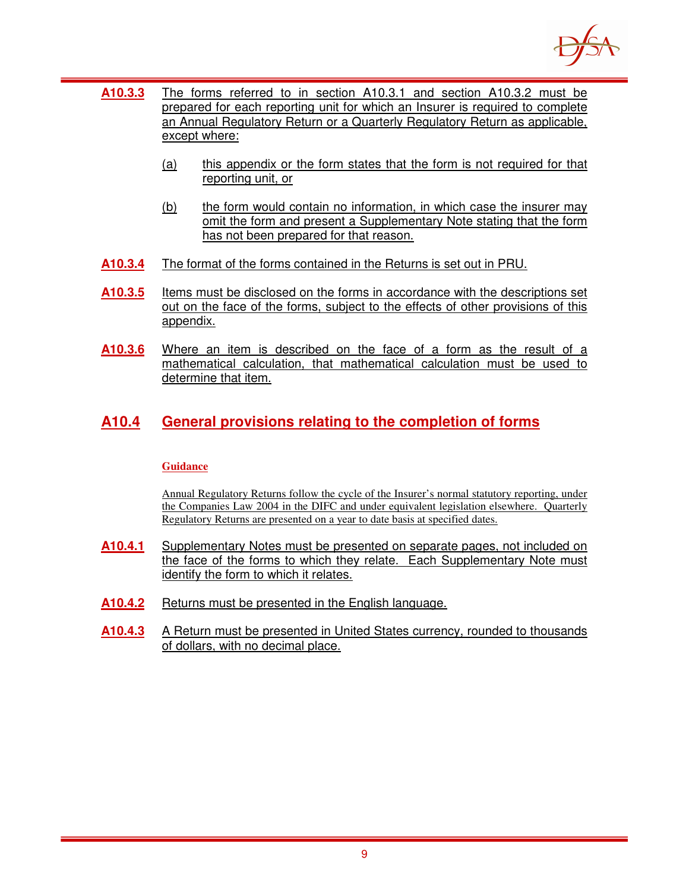**A10.3.3** The forms referred to in section A10.3.1 and section A10.3.2 must be prepared for each reporting unit for which an Insurer is required to complete an Annual Regulatory Return or a Quarterly Regulatory Return as applicable, except where:

(a) this appendix or the form states that the form is not required for that reporting unit, or

(b) the form would contain no information, in which case the insurer may omit the form and present a Supplementary Note stating that the form has not been prepared for that reason.

**A10.3.4** The format of the forms contained in the Returns is set out in PRU.

**A10.3.5** Items must be disclosed on the forms in accordance with the descriptions set out on the face of the forms, subject to the effects of other provisions of this appendix.

**A10.3.6** Where an item is described on the face of a form as the result of a mathematical calculation, that mathematical calculation must be used to determine that item.

## A10.4 General provisions relating to the completion of forms

**Guidance**

Annual Regulatory Returns follow the cycle of the Insurer's normal statutory reporting, under the Companies Law 2004 in the DIFC and under equivalent legislation elsewhere. Quarterly Regulatory Returns are presented on a year to date basis at specified dates.

**A10.4.1** Supplementary Notes must be presented on separate pages, not included on the face of the forms to which they relate. Each Supplementary Note must identify the form to which it relates.

**A10.4.2** Returns must be presented in the English language.

**A10.4.3** A Return must be presented in United States currency, rounded to thousands of dollars, with no decimal place.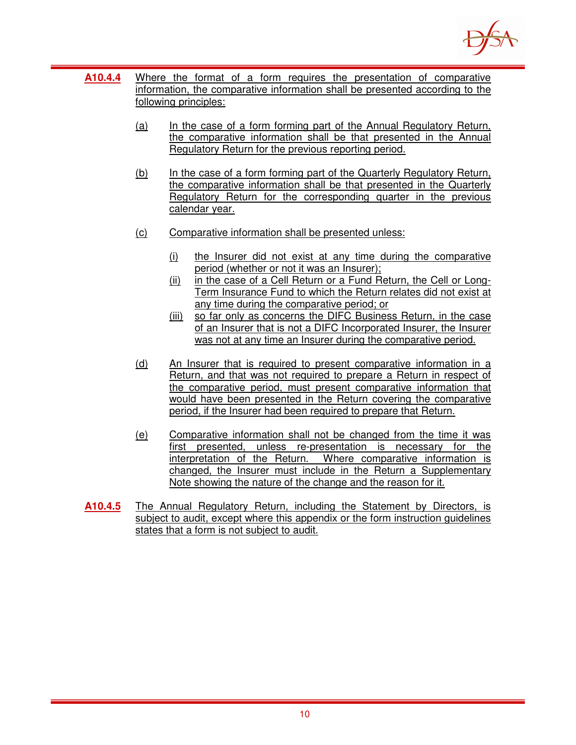**A10.4.4** Where the format of a form requires the presentation of comparative information, the comparative information shall be presented according to the following principles:

(a) In the case of a form forming part of the Annual Regulatory Return, the comparative information shall be that presented in the Annual Regulatory Return for the previous reporting period.

(b) In the case of a form forming part of the Quarterly Regulatory Return, the comparative information shall be that presented in the Quarterly Regulatory Return for the corresponding quarter in the previous calendar year.

(c) Comparative information shall be presented unless:

(i) the Insurer did not exist at any time during the comparative period (whether or not it was an Insurer);
(ii) in the case of a Cell Return or a Fund Return, the Cell or Long-Term Insurance Fund to which the Return relates did not exist at any time during the comparative period; or
(iii) so far only as concerns the DIFC Business Return, in the case of an Insurer that is not a DIFC Incorporated Insurer, the Insurer was not at any time an Insurer during the comparative period.

(d) An Insurer that is required to present comparative information in a Return, and that was not required to prepare a Return in respect of the comparative period, must present comparative information that would have been presented in the Return covering the comparative period, if the Insurer had been required to prepare that Return.

(e) Comparative information shall not be changed from the time it was first presented, unless re-presentation is necessary for the interpretation of the Return. Where comparative information is changed, the Insurer must include in the Return a Supplementary Note showing the nature of the change and the reason for it.

**A10.4.5** The Annual Regulatory Return, including the Statement by Directors, is subject to audit, except where this appendix or the form instruction guidelines states that a form is not subject to audit.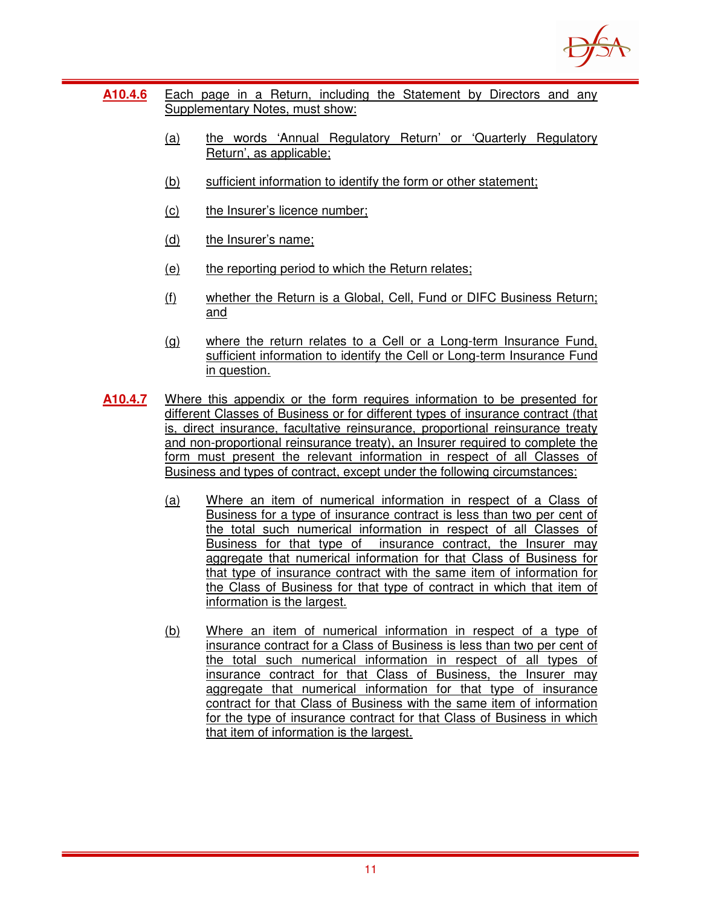**A10.4.6** Each page in a Return, including the Statement by Directors and any Supplementary Notes, must show:

(a) the words 'Annual Regulatory Return' or 'Quarterly Regulatory Return', as applicable;

(b) sufficient information to identify the form or other statement;

(c) the Insurer's licence number;

(d) the Insurer's name;

(e) the reporting period to which the Return relates;

(f) whether the Return is a Global, Cell, Fund or DIFC Business Return; and

(g) where the return relates to a Cell or a Long-term Insurance Fund, sufficient information to identify the Cell or Long-term Insurance Fund in question.

**A10.4.7** Where this appendix or the form requires information to be presented for different Classes of Business or for different types of insurance contract (that is, direct insurance, facultative reinsurance, proportional reinsurance treaty and non-proportional reinsurance treaty), an Insurer required to complete the form must present the relevant information in respect of all Classes of Business and types of contract, except under the following circumstances:

(a) Where an item of numerical information in respect of a Class of Business for a type of insurance contract is less than two per cent of the total such numerical information in respect of all Classes of Business for that type of insurance contract, the Insurer may aggregate that numerical information for that Class of Business for that type of insurance contract with the same item of information for the Class of Business for that type of contract in which that item of information is the largest.

(b) Where an item of numerical information in respect of a type of insurance contract for a Class of Business is less than two per cent of the total such numerical information in respect of all types of insurance contract for that Class of Business, the Insurer may aggregate that numerical information for that type of insurance contract for that Class of Business with the same item of information for the type of insurance contract for that Class of Business in which that item of information is the largest.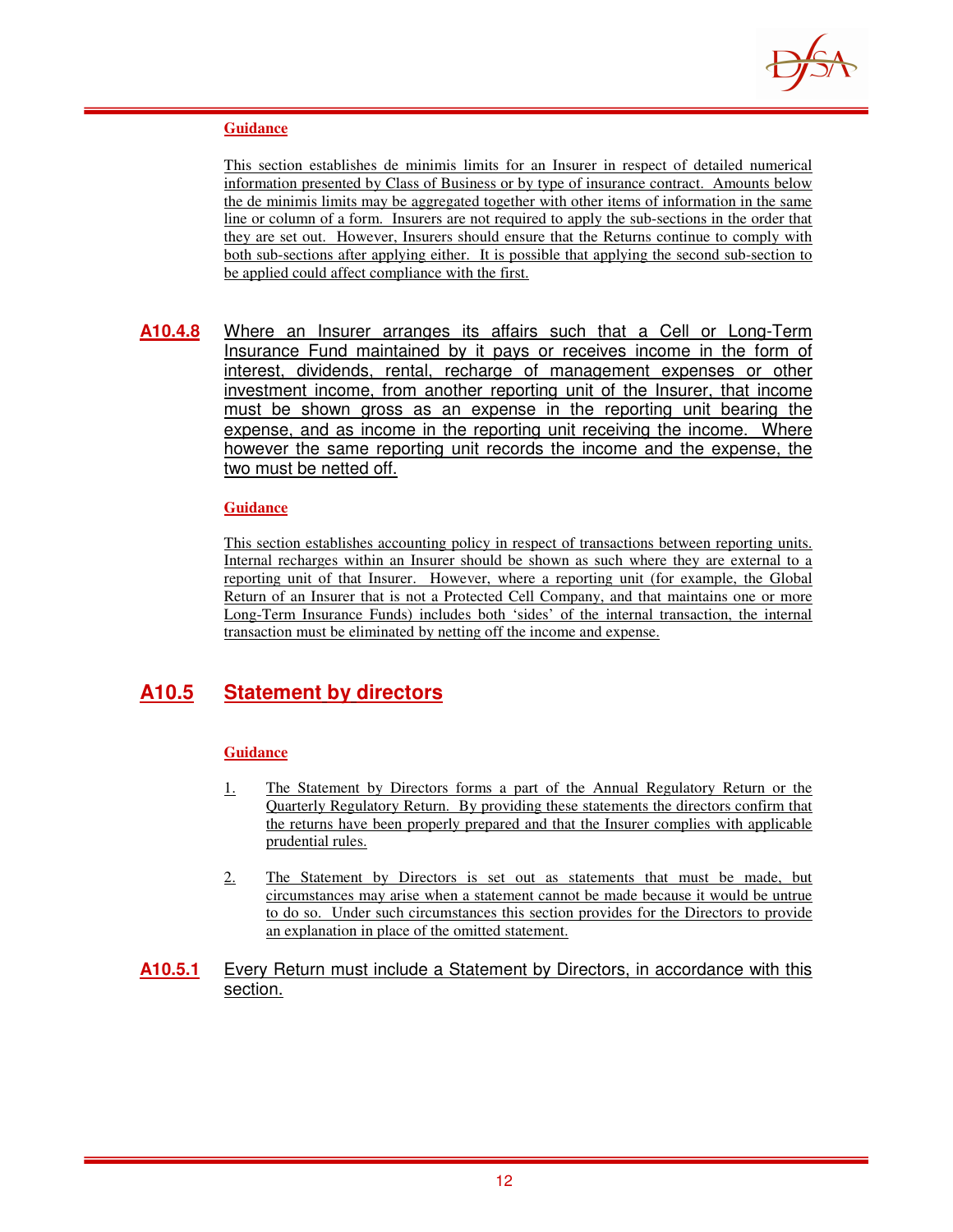**Guidance**

This section establishes de minimis limits for an Insurer in respect of detailed numerical information presented by Class of Business or by type of insurance contract. Amounts below the de minimis limits may be aggregated together with other items of information in the same line or column of a form. Insurers are not required to apply the sub-sections in the order that they are set out. However, Insurers should ensure that the Returns continue to comply with both sub-sections after applying either. It is possible that applying the second sub-section to be applied could affect compliance with the first.

**A10.4.8** Where an Insurer arranges its affairs such that a Cell or Long-Term Insurance Fund maintained by it pays or receives income in the form of interest, dividends, rental, recharge of management expenses or other investment income, from another reporting unit of the Insurer, that income must be shown gross as an expense in the reporting unit bearing the expense, and as income in the reporting unit receiving the income. Where however the same reporting unit records the income and the expense, the two must be netted off.

**Guidance**

This section establishes accounting policy in respect of transactions between reporting units. Internal recharges within an Insurer should be shown as such where they are external to a reporting unit of that Insurer. However, where a reporting unit (for example, the Global Return of an Insurer that is not a Protected Cell Company, and that maintains one or more Long-Term Insurance Funds) includes both 'sides' of the internal transaction, the internal transaction must be eliminated by netting off the income and expense.

## A10.5 Statement by directors

**Guidance**

1. The Statement by Directors forms a part of the Annual Regulatory Return or the Quarterly Regulatory Return. By providing these statements the directors confirm that the returns have been properly prepared and that the Insurer complies with applicable prudential rules.

2. The Statement by Directors is set out as statements that must be made, but circumstances may arise when a statement cannot be made because it would be untrue to do so. Under such circumstances this section provides for the Directors to provide an explanation in place of the omitted statement.

**A10.5.1** Every Return must include a Statement by Directors, in accordance with this section.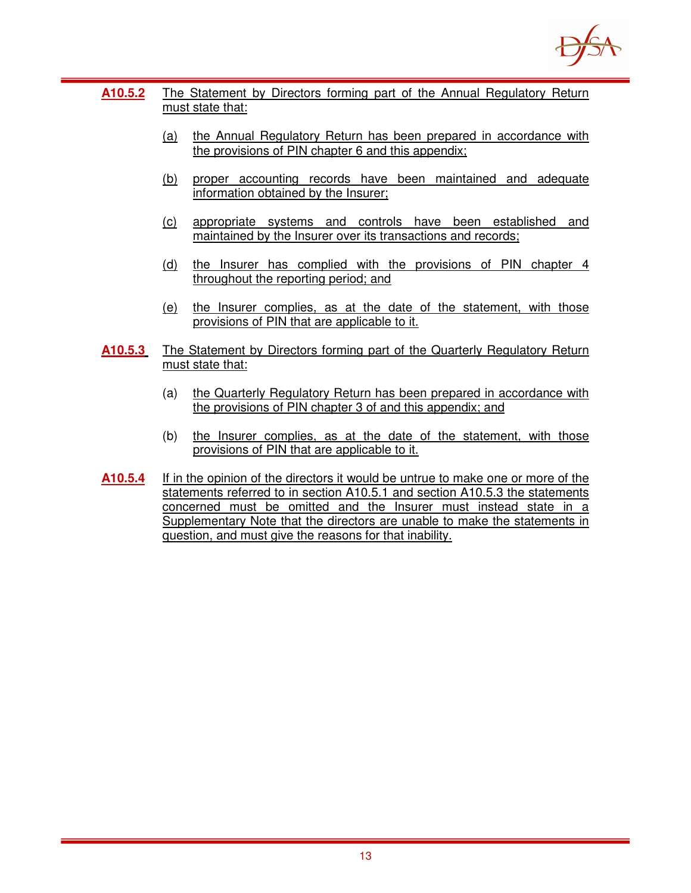**A10.5.2** The Statement by Directors forming part of the Annual Regulatory Return must state that:

(a) the Annual Regulatory Return has been prepared in accordance with the provisions of PIN chapter 6 and this appendix;

(b) proper accounting records have been maintained and adequate information obtained by the Insurer;

(c) appropriate systems and controls have been established and maintained by the Insurer over its transactions and records;

(d) the Insurer has complied with the provisions of PIN chapter 4 throughout the reporting period; and

(e) the Insurer complies, as at the date of the statement, with those provisions of PIN that are applicable to it.

**A10.5.3** The Statement by Directors forming part of the Quarterly Regulatory Return must state that:

(a) the Quarterly Regulatory Return has been prepared in accordance with the provisions of PIN chapter 3 of and this appendix; and

(b) the Insurer complies, as at the date of the statement, with those provisions of PIN that are applicable to it.

**A10.5.4** If in the opinion of the directors it would be untrue to make one or more of the statements referred to in section A10.5.1 and section A10.5.3 the statements concerned must be omitted and the Insurer must instead state in a Supplementary Note that the directors are unable to make the statements in question, and must give the reasons for that inability.